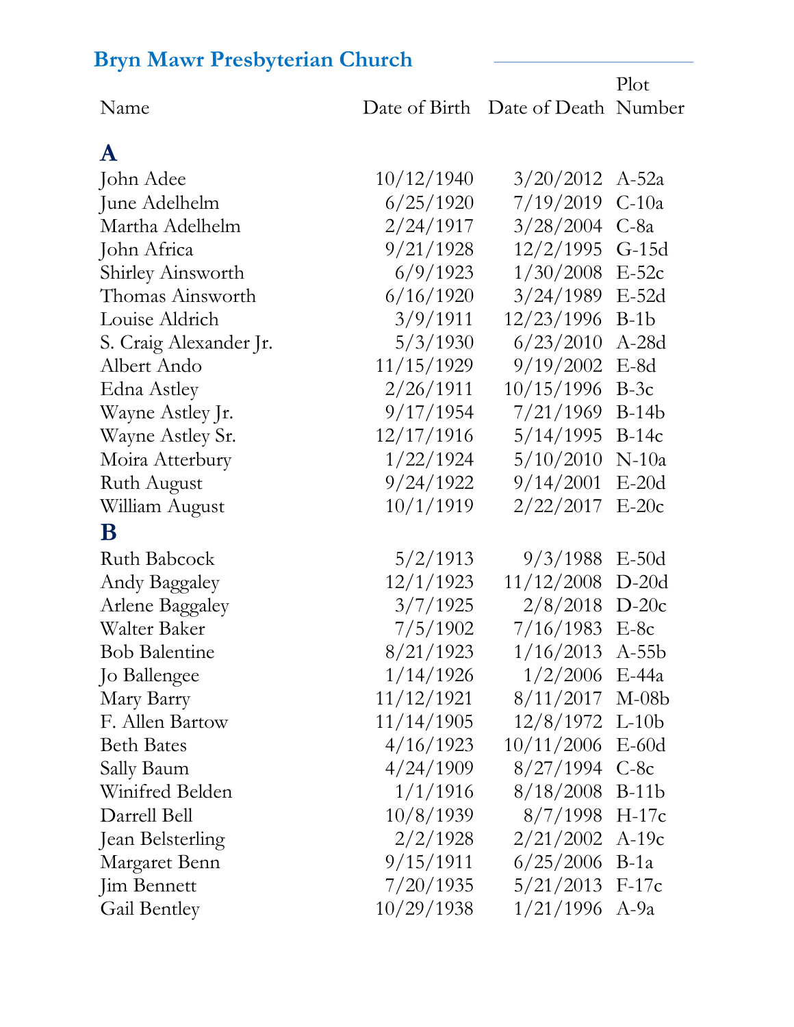# Bryn Mawr Presbyterian Church

| Name | Date of Birth | Date of Death | Plot Number |
|---|---|---|---|
| **A** | | | |
| John Adee | 10/12/1940 | 3/20/2012 | A-52a |
| June Adelhelm | 6/25/1920 | 7/19/2019 | C-10a |
| Martha Adelhelm | 2/24/1917 | 3/28/2004 | C-8a |
| John Africa | 9/21/1928 | 12/2/1995 | G-15d |
| Shirley Ainsworth | 6/9/1923 | 1/30/2008 | E-52c |
| Thomas Ainsworth | 6/16/1920 | 3/24/1989 | E-52d |
| Louise Aldrich | 3/9/1911 | 12/23/1996 | B-1b |
| S. Craig Alexander Jr. | 5/3/1930 | 6/23/2010 | A-28d |
| Albert Ando | 11/15/1929 | 9/19/2002 | E-8d |
| Edna Astley | 2/26/1911 | 10/15/1996 | B-3c |
| Wayne Astley Jr. | 9/17/1954 | 7/21/1969 | B-14b |
| Wayne Astley Sr. | 12/17/1916 | 5/14/1995 | B-14c |
| Moira Atterbury | 1/22/1924 | 5/10/2010 | N-10a |
| Ruth August | 9/24/1922 | 9/14/2001 | E-20d |
| William August | 10/1/1919 | 2/22/2017 | E-20c |
| **B** | | | |
| Ruth Babcock | 5/2/1913 | 9/3/1988 | E-50d |
| Andy Baggaley | 12/1/1923 | 11/12/2008 | D-20d |
| Arlene Baggaley | 3/7/1925 | 2/8/2018 | D-20c |
| Walter Baker | 7/5/1902 | 7/16/1983 | E-8c |
| Bob Balentine | 8/21/1923 | 1/16/2013 | A-55b |
| Jo Ballengee | 1/14/1926 | 1/2/2006 | E-44a |
| Mary Barry | 11/12/1921 | 8/11/2017 | M-08b |
| F. Allen Bartow | 11/14/1905 | 12/8/1972 | L-10b |
| Beth Bates | 4/16/1923 | 10/11/2006 | E-60d |
| Sally Baum | 4/24/1909 | 8/27/1994 | C-8c |
| Winifred Belden | 1/1/1916 | 8/18/2008 | B-11b |
| Darrell Bell | 10/8/1939 | 8/7/1998 | H-17c |
| Jean Belsterling | 2/2/1928 | 2/21/2002 | A-19c |
| Margaret Benn | 9/15/1911 | 6/25/2006 | B-1a |
| Jim Bennett | 7/20/1935 | 5/21/2013 | F-17c |
| Gail Bentley | 10/29/1938 | 1/21/1996 | A-9a |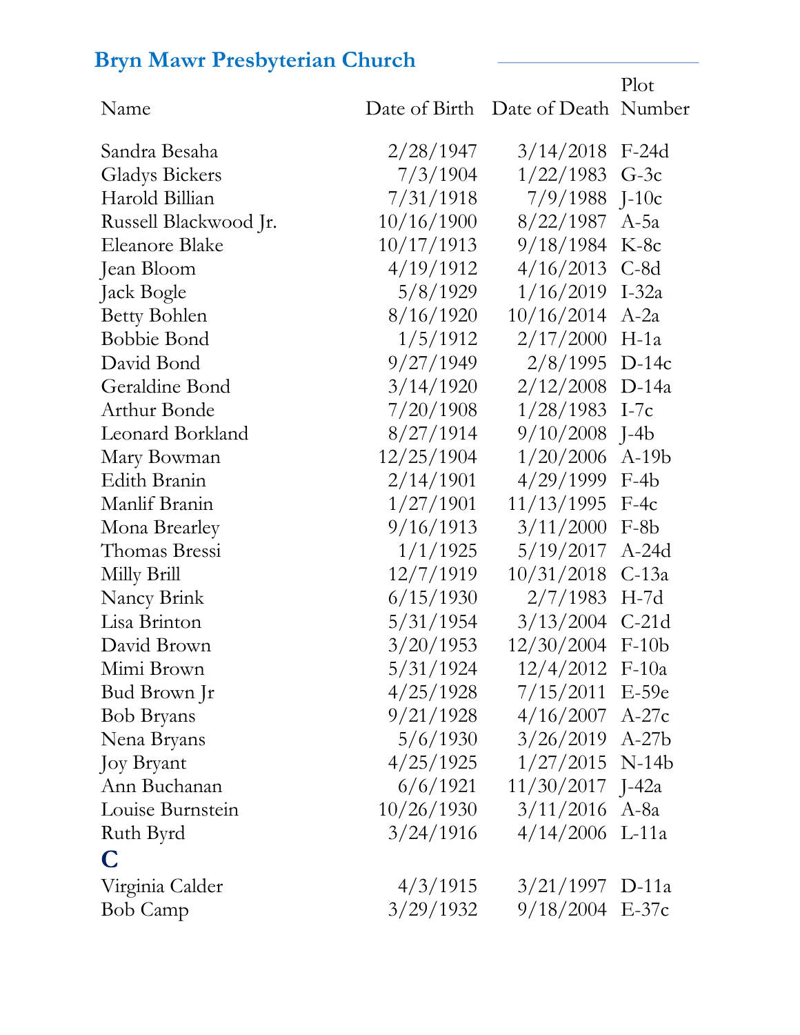## Bryn Mawr Presbyterian Church

| Name | Date of Birth | Date of Death | Plot Number |
|---|---|---|---|
| Sandra Besaha | 2/28/1947 | 3/14/2018 | F-24d |
| Gladys Bickers | 7/3/1904 | 1/22/1983 | G-3c |
| Harold Billian | 7/31/1918 | 7/9/1988 | J-10c |
| Russell Blackwood Jr. | 10/16/1900 | 8/22/1987 | A-5a |
| Eleanore Blake | 10/17/1913 | 9/18/1984 | K-8c |
| Jean Bloom | 4/19/1912 | 4/16/2013 | C-8d |
| Jack Bogle | 5/8/1929 | 1/16/2019 | I-32a |
| Betty Bohlen | 8/16/1920 | 10/16/2014 | A-2a |
| Bobbie Bond | 1/5/1912 | 2/17/2000 | H-1a |
| David Bond | 9/27/1949 | 2/8/1995 | D-14c |
| Geraldine Bond | 3/14/1920 | 2/12/2008 | D-14a |
| Arthur Bonde | 7/20/1908 | 1/28/1983 | I-7c |
| Leonard Borkland | 8/27/1914 | 9/10/2008 | J-4b |
| Mary Bowman | 12/25/1904 | 1/20/2006 | A-19b |
| Edith Branin | 2/14/1901 | 4/29/1999 | F-4b |
| Manlif Branin | 1/27/1901 | 11/13/1995 | F-4c |
| Mona Brearley | 9/16/1913 | 3/11/2000 | F-8b |
| Thomas Bressi | 1/1/1925 | 5/19/2017 | A-24d |
| Milly Brill | 12/7/1919 | 10/31/2018 | C-13a |
| Nancy Brink | 6/15/1930 | 2/7/1983 | H-7d |
| Lisa Brinton | 5/31/1954 | 3/13/2004 | C-21d |
| David Brown | 3/20/1953 | 12/30/2004 | F-10b |
| Mimi Brown | 5/31/1924 | 12/4/2012 | F-10a |
| Bud Brown Jr | 4/25/1928 | 7/15/2011 | E-59e |
| Bob Bryans | 9/21/1928 | 4/16/2007 | A-27c |
| Nena Bryans | 5/6/1930 | 3/26/2019 | A-27b |
| Joy Bryant | 4/25/1925 | 1/27/2015 | N-14b |
| Ann Buchanan | 6/6/1921 | 11/30/2017 | J-42a |
| Louise Burnstein | 10/26/1930 | 3/11/2016 | A-8a |
| Ruth Byrd | 3/24/1916 | 4/14/2006 | L-11a |
| **C** | | | |
| Virginia Calder | 4/3/1915 | 3/21/1997 | D-11a |
| Bob Camp | 3/29/1932 | 9/18/2004 | E-37c |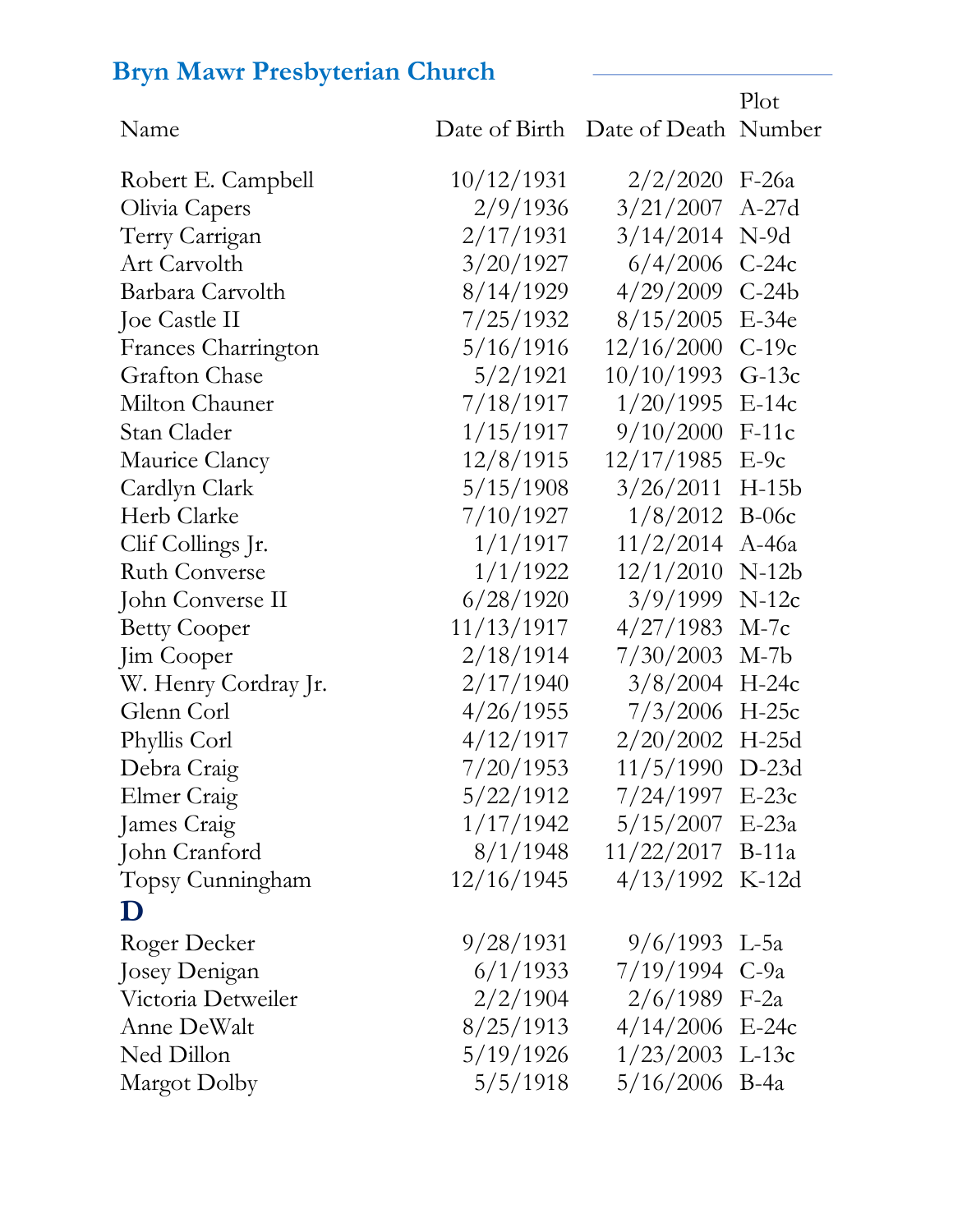## Bryn Mawr Presbyterian Church

| Name | Date of Birth | Date of Death | Plot Number |
|---|---|---|---|
| Robert E. Campbell | 10/12/1931 | 2/2/2020 | F-26a |
| Olivia Capers | 2/9/1936 | 3/21/2007 | A-27d |
| Terry Carrigan | 2/17/1931 | 3/14/2014 | N-9d |
| Art Carvolth | 3/20/1927 | 6/4/2006 | C-24c |
| Barbara Carvolth | 8/14/1929 | 4/29/2009 | C-24b |
| Joe Castle II | 7/25/1932 | 8/15/2005 | E-34e |
| Frances Charrington | 5/16/1916 | 12/16/2000 | C-19c |
| Grafton Chase | 5/2/1921 | 10/10/1993 | G-13c |
| Milton Chauner | 7/18/1917 | 1/20/1995 | E-14c |
| Stan Clader | 1/15/1917 | 9/10/2000 | F-11c |
| Maurice Clancy | 12/8/1915 | 12/17/1985 | E-9c |
| Cardlyn Clark | 5/15/1908 | 3/26/2011 | H-15b |
| Herb Clarke | 7/10/1927 | 1/8/2012 | B-06c |
| Clif Collings Jr. | 1/1/1917 | 11/2/2014 | A-46a |
| Ruth Converse | 1/1/1922 | 12/1/2010 | N-12b |
| John Converse II | 6/28/1920 | 3/9/1999 | N-12c |
| Betty Cooper | 11/13/1917 | 4/27/1983 | M-7c |
| Jim Cooper | 2/18/1914 | 7/30/2003 | M-7b |
| W. Henry Cordray Jr. | 2/17/1940 | 3/8/2004 | H-24c |
| Glenn Corl | 4/26/1955 | 7/3/2006 | H-25c |
| Phyllis Corl | 4/12/1917 | 2/20/2002 | H-25d |
| Debra Craig | 7/20/1953 | 11/5/1990 | D-23d |
| Elmer Craig | 5/22/1912 | 7/24/1997 | E-23c |
| James Craig | 1/17/1942 | 5/15/2007 | E-23a |
| John Cranford | 8/1/1948 | 11/22/2017 | B-11a |
| Topsy Cunningham | 12/16/1945 | 4/13/1992 | K-12d |
| **D** | | | |
| Roger Decker | 9/28/1931 | 9/6/1993 | L-5a |
| Josey Denigan | 6/1/1933 | 7/19/1994 | C-9a |
| Victoria Detweiler | 2/2/1904 | 2/6/1989 | F-2a |
| Anne DeWalt | 8/25/1913 | 4/14/2006 | E-24c |
| Ned Dillon | 5/19/1926 | 1/23/2003 | L-13c |
| Margot Dolby | 5/5/1918 | 5/16/2006 | B-4a |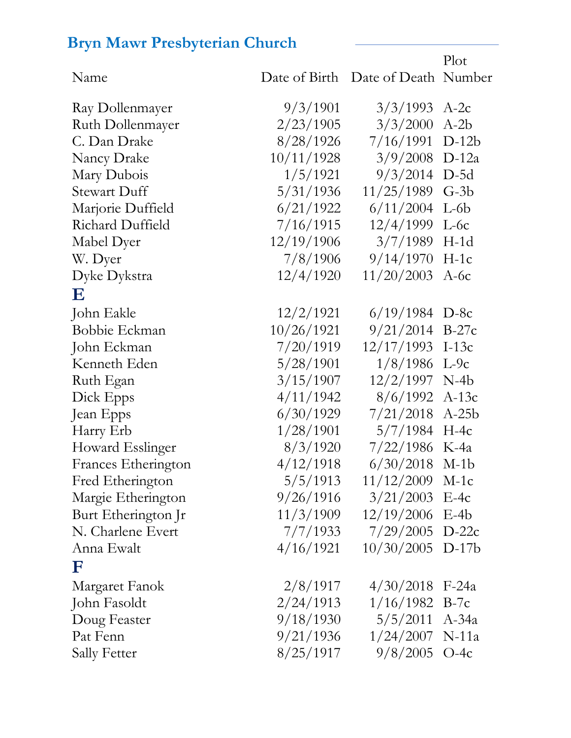## Bryn Mawr Presbyterian Church

| Name | Date of Birth | Date of Death | Plot Number |
|---|---|---|---|
| Ray Dollenmayer | 9/3/1901 | 3/3/1993 | A-2c |
| Ruth Dollenmayer | 2/23/1905 | 3/3/2000 | A-2b |
| C. Dan Drake | 8/28/1926 | 7/16/1991 | D-12b |
| Nancy Drake | 10/11/1928 | 3/9/2008 | D-12a |
| Mary Dubois | 1/5/1921 | 9/3/2014 | D-5d |
| Stewart Duff | 5/31/1936 | 11/25/1989 | G-3b |
| Marjorie Duffield | 6/21/1922 | 6/11/2004 | L-6b |
| Richard Duffield | 7/16/1915 | 12/4/1999 | L-6c |
| Mabel Dyer | 12/19/1906 | 3/7/1989 | H-1d |
| W. Dyer | 7/8/1906 | 9/14/1970 | H-1c |
| Dyke Dykstra | 12/4/1920 | 11/20/2003 | A-6c |
| **E** | | | |
| John Eakle | 12/2/1921 | 6/19/1984 | D-8c |
| Bobbie Eckman | 10/26/1921 | 9/21/2014 | B-27c |
| John Eckman | 7/20/1919 | 12/17/1993 | I-13c |
| Kenneth Eden | 5/28/1901 | 1/8/1986 | L-9c |
| Ruth Egan | 3/15/1907 | 12/2/1997 | N-4b |
| Dick Epps | 4/11/1942 | 8/6/1992 | A-13c |
| Jean Epps | 6/30/1929 | 7/21/2018 | A-25b |
| Harry Erb | 1/28/1901 | 5/7/1984 | H-4c |
| Howard Esslinger | 8/3/1920 | 7/22/1986 | K-4a |
| Frances Etherington | 4/12/1918 | 6/30/2018 | M-1b |
| Fred Etherington | 5/5/1913 | 11/12/2009 | M-1c |
| Margie Etherington | 9/26/1916 | 3/21/2003 | E-4c |
| Burt Etherington Jr | 11/3/1909 | 12/19/2006 | E-4b |
| N. Charlene Evert | 7/7/1933 | 7/29/2005 | D-22c |
| Anna Ewalt | 4/16/1921 | 10/30/2005 | D-17b |
| **F** | | | |
| Margaret Fanok | 2/8/1917 | 4/30/2018 | F-24a |
| John Fasoldt | 2/24/1913 | 1/16/1982 | B-7c |
| Doug Feaster | 9/18/1930 | 5/5/2011 | A-34a |
| Pat Fenn | 9/21/1936 | 1/24/2007 | N-11a |
| Sally Fetter | 8/25/1917 | 9/8/2005 | O-4c |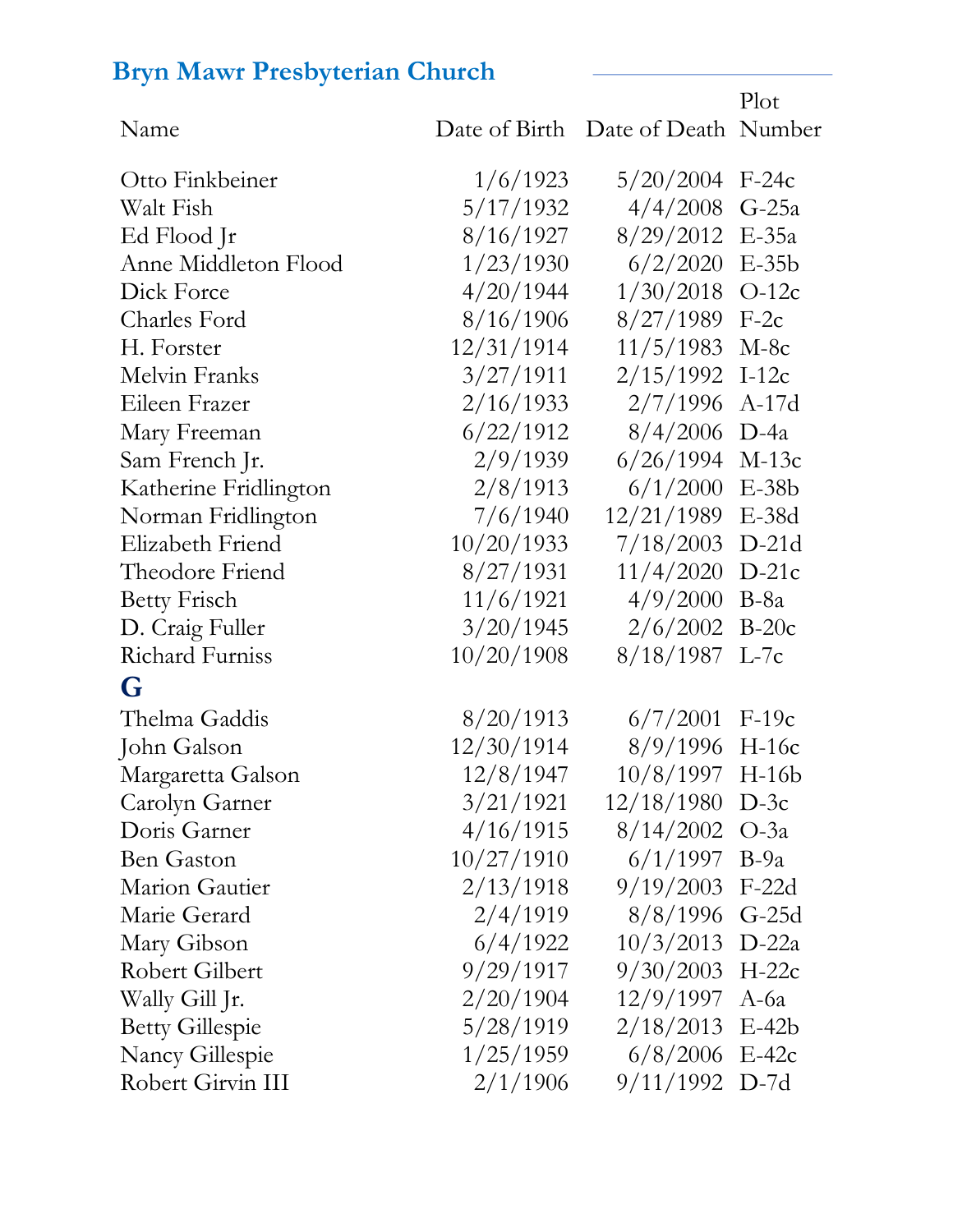## Bryn Mawr Presbyterian Church

| Name | Date of Birth | Date of Death | Plot Number |
|---|---|---|---|
| Otto Finkbeiner | 1/6/1923 | 5/20/2004 | F-24c |
| Walt Fish | 5/17/1932 | 4/4/2008 | G-25a |
| Ed Flood Jr | 8/16/1927 | 8/29/2012 | E-35a |
| Anne Middleton Flood | 1/23/1930 | 6/2/2020 | E-35b |
| Dick Force | 4/20/1944 | 1/30/2018 | O-12c |
| Charles Ford | 8/16/1906 | 8/27/1989 | F-2c |
| H. Forster | 12/31/1914 | 11/5/1983 | M-8c |
| Melvin Franks | 3/27/1911 | 2/15/1992 | I-12c |
| Eileen Frazer | 2/16/1933 | 2/7/1996 | A-17d |
| Mary Freeman | 6/22/1912 | 8/4/2006 | D-4a |
| Sam French Jr. | 2/9/1939 | 6/26/1994 | M-13c |
| Katherine Fridlington | 2/8/1913 | 6/1/2000 | E-38b |
| Norman Fridlington | 7/6/1940 | 12/21/1989 | E-38d |
| Elizabeth Friend | 10/20/1933 | 7/18/2003 | D-21d |
| Theodore Friend | 8/27/1931 | 11/4/2020 | D-21c |
| Betty Frisch | 11/6/1921 | 4/9/2000 | B-8a |
| D. Craig Fuller | 3/20/1945 | 2/6/2002 | B-20c |
| Richard Furniss | 10/20/1908 | 8/18/1987 | L-7c |
| **G** | | | |
| Thelma Gaddis | 8/20/1913 | 6/7/2001 | F-19c |
| John Galson | 12/30/1914 | 8/9/1996 | H-16c |
| Margaretta Galson | 12/8/1947 | 10/8/1997 | H-16b |
| Carolyn Garner | 3/21/1921 | 12/18/1980 | D-3c |
| Doris Garner | 4/16/1915 | 8/14/2002 | O-3a |
| Ben Gaston | 10/27/1910 | 6/1/1997 | B-9a |
| Marion Gautier | 2/13/1918 | 9/19/2003 | F-22d |
| Marie Gerard | 2/4/1919 | 8/8/1996 | G-25d |
| Mary Gibson | 6/4/1922 | 10/3/2013 | D-22a |
| Robert Gilbert | 9/29/1917 | 9/30/2003 | H-22c |
| Wally Gill Jr. | 2/20/1904 | 12/9/1997 | A-6a |
| Betty Gillespie | 5/28/1919 | 2/18/2013 | E-42b |
| Nancy Gillespie | 1/25/1959 | 6/8/2006 | E-42c |
| Robert Girvin III | 2/1/1906 | 9/11/1992 | D-7d |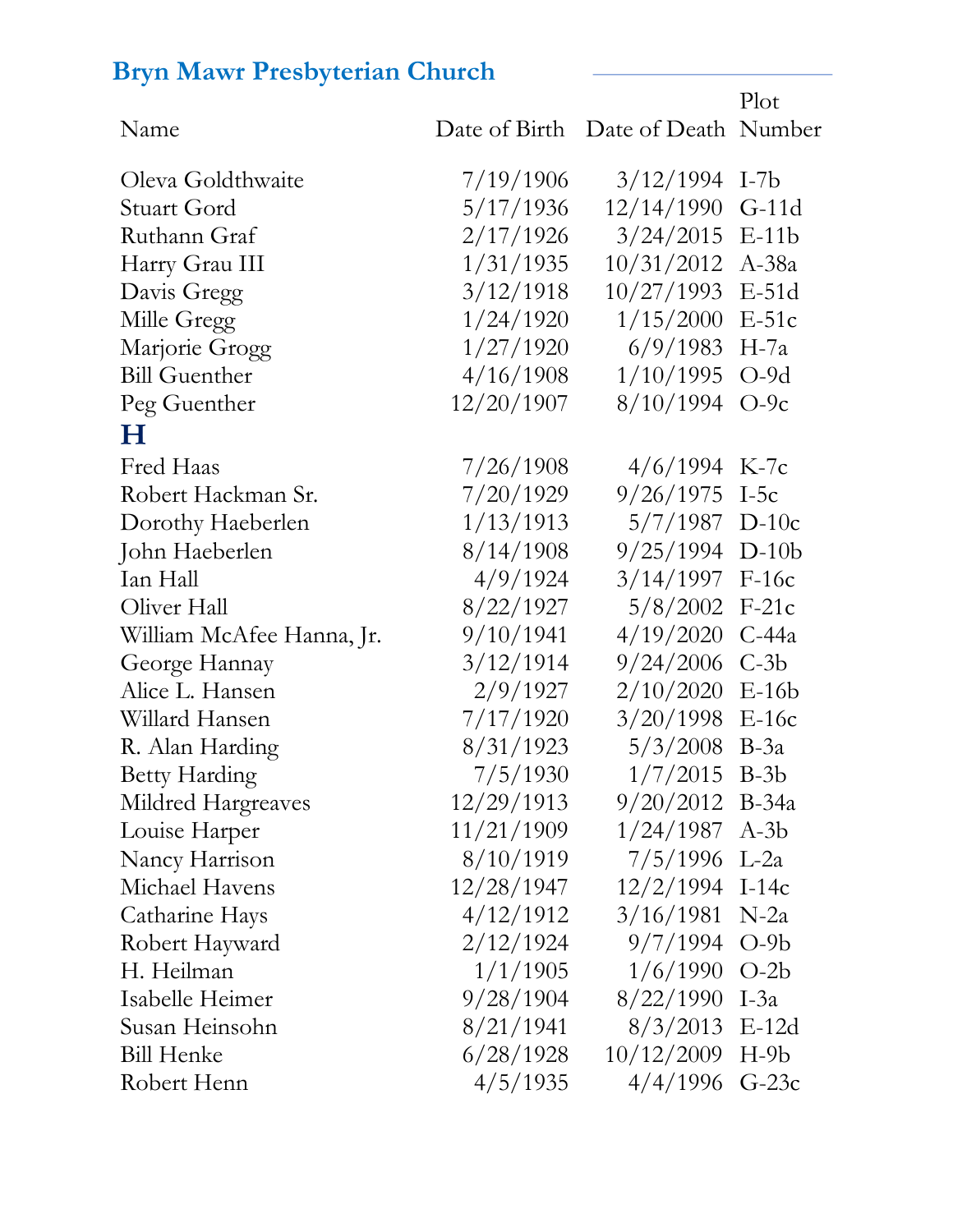# Bryn Mawr Presbyterian Church

| Name | Date of Birth | Date of Death | Plot Number |
|---|---|---|---|
| Oleva Goldthwaite | 7/19/1906 | 3/12/1994 | I-7b |
| Stuart Gord | 5/17/1936 | 12/14/1990 | G-11d |
| Ruthann Graf | 2/17/1926 | 3/24/2015 | E-11b |
| Harry Grau III | 1/31/1935 | 10/31/2012 | A-38a |
| Davis Gregg | 3/12/1918 | 10/27/1993 | E-51d |
| Mille Gregg | 1/24/1920 | 1/15/2000 | E-51c |
| Marjorie Grogg | 1/27/1920 | 6/9/1983 | H-7a |
| Bill Guenther | 4/16/1908 | 1/10/1995 | O-9d |
| Peg Guenther | 12/20/1907 | 8/10/1994 | O-9c |
| **H** | | | |
| Fred Haas | 7/26/1908 | 4/6/1994 | K-7c |
| Robert Hackman Sr. | 7/20/1929 | 9/26/1975 | I-5c |
| Dorothy Haeberlen | 1/13/1913 | 5/7/1987 | D-10c |
| John Haeberlen | 8/14/1908 | 9/25/1994 | D-10b |
| Ian Hall | 4/9/1924 | 3/14/1997 | F-16c |
| Oliver Hall | 8/22/1927 | 5/8/2002 | F-21c |
| William McAfee Hanna, Jr. | 9/10/1941 | 4/19/2020 | C-44a |
| George Hannay | 3/12/1914 | 9/24/2006 | C-3b |
| Alice L. Hansen | 2/9/1927 | 2/10/2020 | E-16b |
| Willard Hansen | 7/17/1920 | 3/20/1998 | E-16c |
| R. Alan Harding | 8/31/1923 | 5/3/2008 | B-3a |
| Betty Harding | 7/5/1930 | 1/7/2015 | B-3b |
| Mildred Hargreaves | 12/29/1913 | 9/20/2012 | B-34a |
| Louise Harper | 11/21/1909 | 1/24/1987 | A-3b |
| Nancy Harrison | 8/10/1919 | 7/5/1996 | L-2a |
| Michael Havens | 12/28/1947 | 12/2/1994 | I-14c |
| Catharine Hays | 4/12/1912 | 3/16/1981 | N-2a |
| Robert Hayward | 2/12/1924 | 9/7/1994 | O-9b |
| H. Heilman | 1/1/1905 | 1/6/1990 | O-2b |
| Isabelle Heimer | 9/28/1904 | 8/22/1990 | I-3a |
| Susan Heinsohn | 8/21/1941 | 8/3/2013 | E-12d |
| Bill Henke | 6/28/1928 | 10/12/2009 | H-9b |
| Robert Henn | 4/5/1935 | 4/4/1996 | G-23c |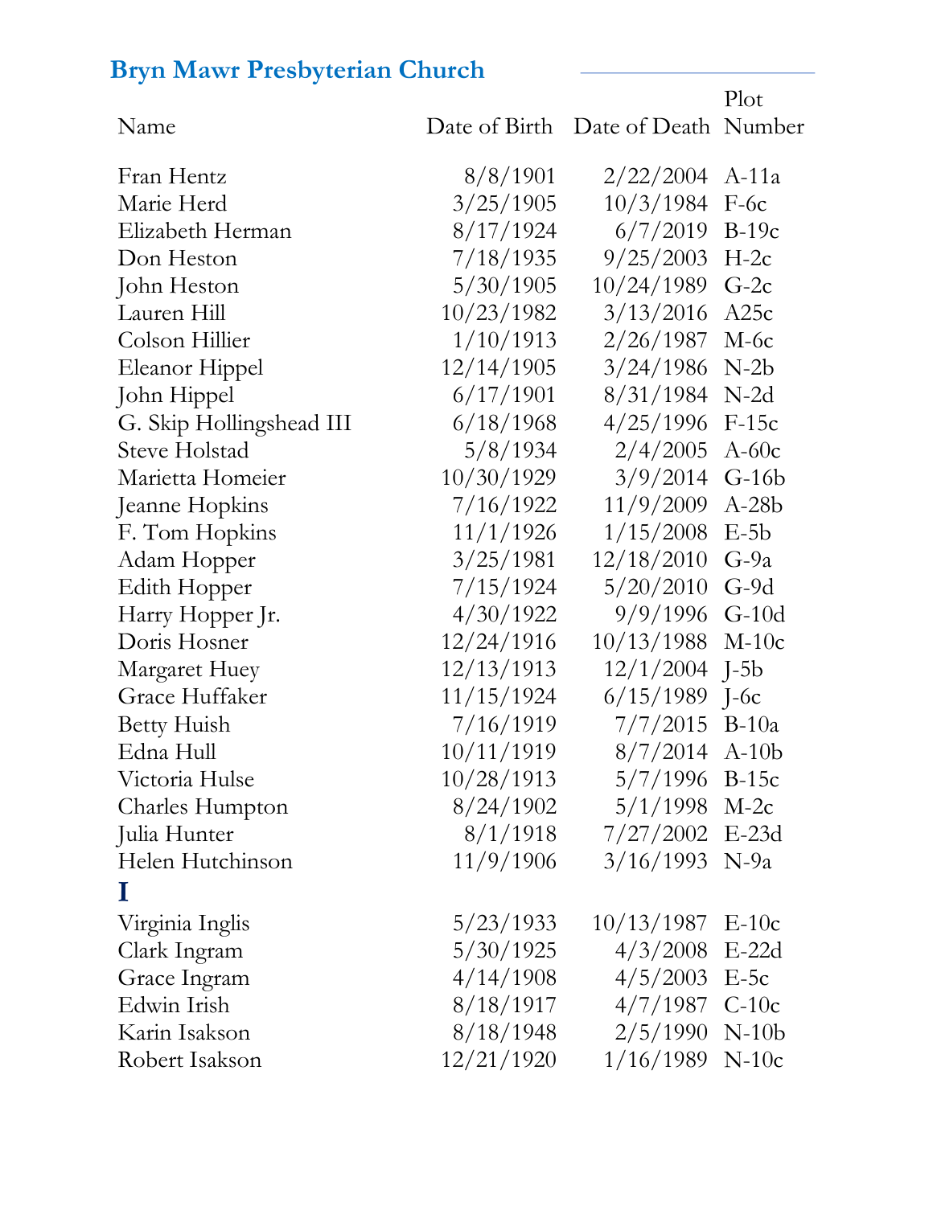## Bryn Mawr Presbyterian Church

| Name | Date of Birth | Date of Death | Plot Number |
|---|---|---|---|
| Fran Hentz | 8/8/1901 | 2/22/2004 | A-11a |
| Marie Herd | 3/25/1905 | 10/3/1984 | F-6c |
| Elizabeth Herman | 8/17/1924 | 6/7/2019 | B-19c |
| Don Heston | 7/18/1935 | 9/25/2003 | H-2c |
| John Heston | 5/30/1905 | 10/24/1989 | G-2c |
| Lauren Hill | 10/23/1982 | 3/13/2016 | A25c |
| Colson Hillier | 1/10/1913 | 2/26/1987 | M-6c |
| Eleanor Hippel | 12/14/1905 | 3/24/1986 | N-2b |
| John Hippel | 6/17/1901 | 8/31/1984 | N-2d |
| G. Skip Hollingshead III | 6/18/1968 | 4/25/1996 | F-15c |
| Steve Holstad | 5/8/1934 | 2/4/2005 | A-60c |
| Marietta Homeier | 10/30/1929 | 3/9/2014 | G-16b |
| Jeanne Hopkins | 7/16/1922 | 11/9/2009 | A-28b |
| F. Tom Hopkins | 11/1/1926 | 1/15/2008 | E-5b |
| Adam Hopper | 3/25/1981 | 12/18/2010 | G-9a |
| Edith Hopper | 7/15/1924 | 5/20/2010 | G-9d |
| Harry Hopper Jr. | 4/30/1922 | 9/9/1996 | G-10d |
| Doris Hosner | 12/24/1916 | 10/13/1988 | M-10c |
| Margaret Huey | 12/13/1913 | 12/1/2004 | J-5b |
| Grace Huffaker | 11/15/1924 | 6/15/1989 | J-6c |
| Betty Huish | 7/16/1919 | 7/7/2015 | B-10a |
| Edna Hull | 10/11/1919 | 8/7/2014 | A-10b |
| Victoria Hulse | 10/28/1913 | 5/7/1996 | B-15c |
| Charles Humpton | 8/24/1902 | 5/1/1998 | M-2c |
| Julia Hunter | 8/1/1918 | 7/27/2002 | E-23d |
| Helen Hutchinson | 11/9/1906 | 3/16/1993 | N-9a |
| **I** | | | |
| Virginia Inglis | 5/23/1933 | 10/13/1987 | E-10c |
| Clark Ingram | 5/30/1925 | 4/3/2008 | E-22d |
| Grace Ingram | 4/14/1908 | 4/5/2003 | E-5c |
| Edwin Irish | 8/18/1917 | 4/7/1987 | C-10c |
| Karin Isakson | 8/18/1948 | 2/5/1990 | N-10b |
| Robert Isakson | 12/21/1920 | 1/16/1989 | N-10c |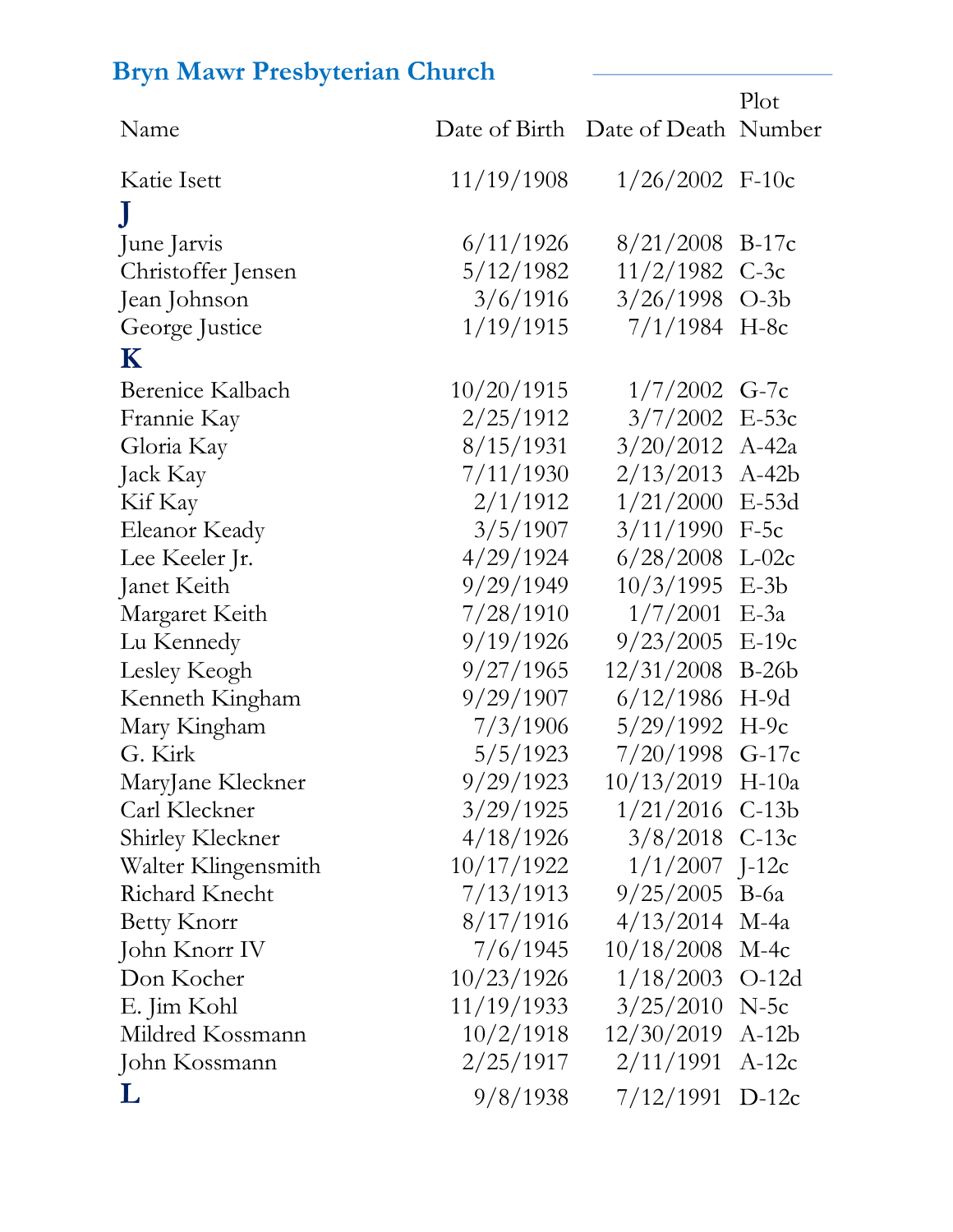## Bryn Mawr Presbyterian Church

| Name | Date of Birth | Date of Death | Plot Number |
|---|---|---|---|
| Katie Isett | 11/19/1908 | 1/26/2002 | F-10c |
| **J** | | | |
| June Jarvis | 6/11/1926 | 8/21/2008 | B-17c |
| Christoffer Jensen | 5/12/1982 | 11/2/1982 | C-3c |
| Jean Johnson | 3/6/1916 | 3/26/1998 | O-3b |
| George Justice | 1/19/1915 | 7/1/1984 | H-8c |
| **K** | | | |
| Berenice Kalbach | 10/20/1915 | 1/7/2002 | G-7c |
| Frannie Kay | 2/25/1912 | 3/7/2002 | E-53c |
| Gloria Kay | 8/15/1931 | 3/20/2012 | A-42a |
| Jack Kay | 7/11/1930 | 2/13/2013 | A-42b |
| Kif Kay | 2/1/1912 | 1/21/2000 | E-53d |
| Eleanor Keady | 3/5/1907 | 3/11/1990 | F-5c |
| Lee Keeler Jr. | 4/29/1924 | 6/28/2008 | L-02c |
| Janet Keith | 9/29/1949 | 10/3/1995 | E-3b |
| Margaret Keith | 7/28/1910 | 1/7/2001 | E-3a |
| Lu Kennedy | 9/19/1926 | 9/23/2005 | E-19c |
| Lesley Keogh | 9/27/1965 | 12/31/2008 | B-26b |
| Kenneth Kingham | 9/29/1907 | 6/12/1986 | H-9d |
| Mary Kingham | 7/3/1906 | 5/29/1992 | H-9c |
| G. Kirk | 5/5/1923 | 7/20/1998 | G-17c |
| MaryJane Kleckner | 9/29/1923 | 10/13/2019 | H-10a |
| Carl Kleckner | 3/29/1925 | 1/21/2016 | C-13b |
| Shirley Kleckner | 4/18/1926 | 3/8/2018 | C-13c |
| Walter Klingensmith | 10/17/1922 | 1/1/2007 | J-12c |
| Richard Knecht | 7/13/1913 | 9/25/2005 | B-6a |
| Betty Knorr | 8/17/1916 | 4/13/2014 | M-4a |
| John Knorr IV | 7/6/1945 | 10/18/2008 | M-4c |
| Don Kocher | 10/23/1926 | 1/18/2003 | O-12d |
| E. Jim Kohl | 11/19/1933 | 3/25/2010 | N-5c |
| Mildred Kossmann | 10/2/1918 | 12/30/2019 | A-12b |
| John Kossmann | 2/25/1917 | 2/11/1991 | A-12c |
| **L** | 9/8/1938 | 7/12/1991 | D-12c |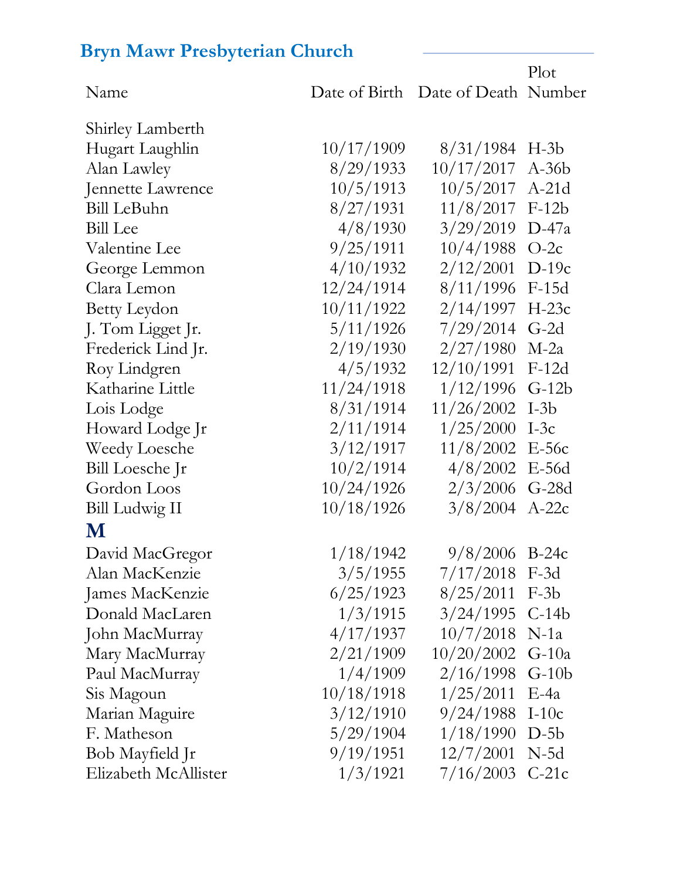## Bryn Mawr Presbyterian Church

| Name | Date of Birth | Date of Death | Plot Number |
|---|---|---|---|
| Shirley Lamberth | | | |
| Hugart Laughlin | 10/17/1909 | 8/31/1984 | H-3b |
| Alan Lawley | 8/29/1933 | 10/17/2017 | A-36b |
| Jennette Lawrence | 10/5/1913 | 10/5/2017 | A-21d |
| Bill LeBuhn | 8/27/1931 | 11/8/2017 | F-12b |
| Bill Lee | 4/8/1930 | 3/29/2019 | D-47a |
| Valentine Lee | 9/25/1911 | 10/4/1988 | O-2c |
| George Lemmon | 4/10/1932 | 2/12/2001 | D-19c |
| Clara Lemon | 12/24/1914 | 8/11/1996 | F-15d |
| Betty Leydon | 10/11/1922 | 2/14/1997 | H-23c |
| J. Tom Ligget Jr. | 5/11/1926 | 7/29/2014 | G-2d |
| Frederick Lind Jr. | 2/19/1930 | 2/27/1980 | M-2a |
| Roy Lindgren | 4/5/1932 | 12/10/1991 | F-12d |
| Katharine Little | 11/24/1918 | 1/12/1996 | G-12b |
| Lois Lodge | 8/31/1914 | 11/26/2002 | I-3b |
| Howard Lodge Jr | 2/11/1914 | 1/25/2000 | I-3c |
| Weedy Loesche | 3/12/1917 | 11/8/2002 | E-56c |
| Bill Loesche Jr | 10/2/1914 | 4/8/2002 | E-56d |
| Gordon Loos | 10/24/1926 | 2/3/2006 | G-28d |
| Bill Ludwig II | 10/18/1926 | 3/8/2004 | A-22c |
| **M** | | | |
| David MacGregor | 1/18/1942 | 9/8/2006 | B-24c |
| Alan MacKenzie | 3/5/1955 | 7/17/2018 | F-3d |
| James MacKenzie | 6/25/1923 | 8/25/2011 | F-3b |
| Donald MacLaren | 1/3/1915 | 3/24/1995 | C-14b |
| John MacMurray | 4/17/1937 | 10/7/2018 | N-1a |
| Mary MacMurray | 2/21/1909 | 10/20/2002 | G-10a |
| Paul MacMurray | 1/4/1909 | 2/16/1998 | G-10b |
| Sis Magoun | 10/18/1918 | 1/25/2011 | E-4a |
| Marian Maguire | 3/12/1910 | 9/24/1988 | I-10c |
| F. Matheson | 5/29/1904 | 1/18/1990 | D-5b |
| Bob Mayfield Jr | 9/19/1951 | 12/7/2001 | N-5d |
| Elizabeth McAllister | 1/3/1921 | 7/16/2003 | C-21c |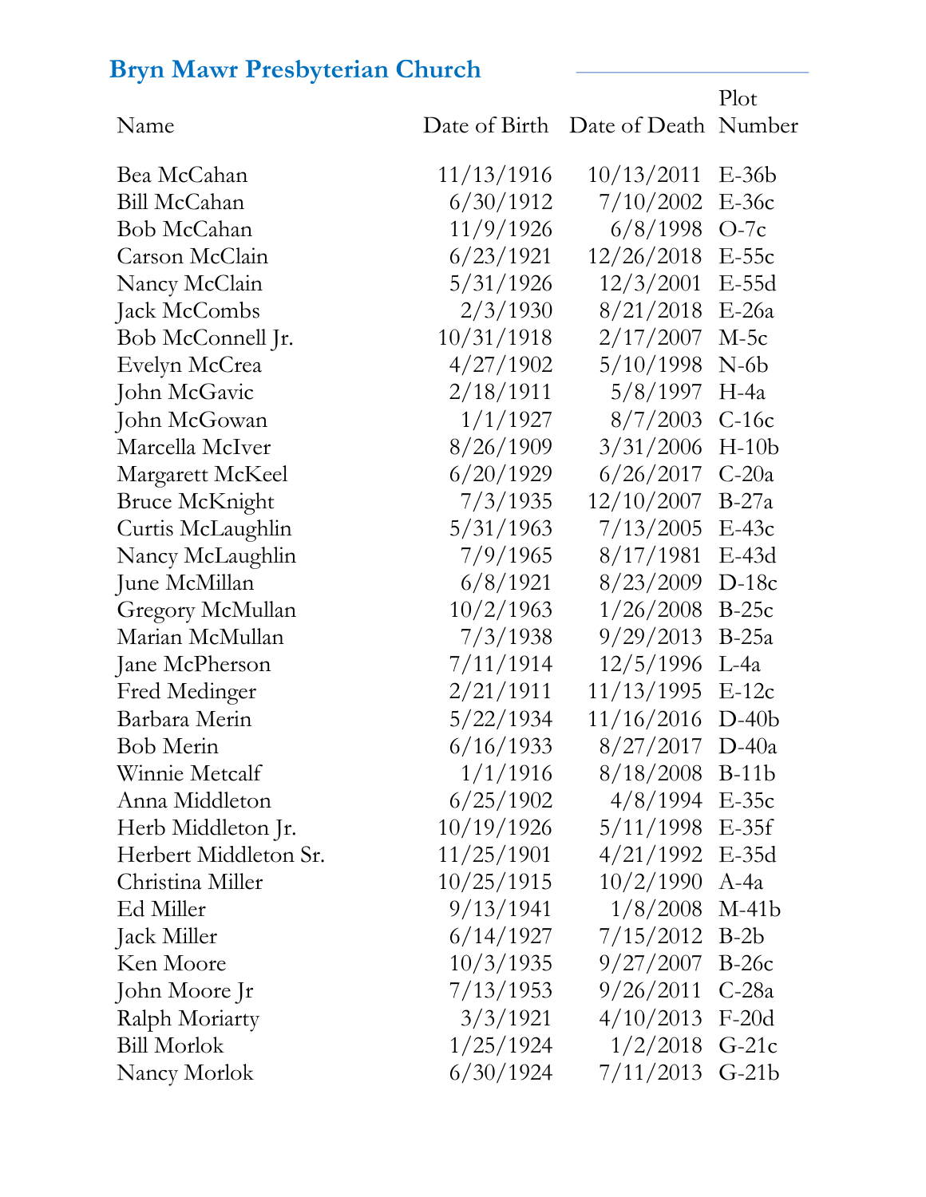## Bryn Mawr Presbyterian Church

| Name | Date of Birth | Date of Death | Plot Number |
|---|---|---|---|
| Bea McCahan | 11/13/1916 | 10/13/2011 | E-36b |
| Bill McCahan | 6/30/1912 | 7/10/2002 | E-36c |
| Bob McCahan | 11/9/1926 | 6/8/1998 | O-7c |
| Carson McClain | 6/23/1921 | 12/26/2018 | E-55c |
| Nancy McClain | 5/31/1926 | 12/3/2001 | E-55d |
| Jack McCombs | 2/3/1930 | 8/21/2018 | E-26a |
| Bob McConnell Jr. | 10/31/1918 | 2/17/2007 | M-5c |
| Evelyn McCrea | 4/27/1902 | 5/10/1998 | N-6b |
| John McGavic | 2/18/1911 | 5/8/1997 | H-4a |
| John McGowan | 1/1/1927 | 8/7/2003 | C-16c |
| Marcella McIver | 8/26/1909 | 3/31/2006 | H-10b |
| Margarett McKeel | 6/20/1929 | 6/26/2017 | C-20a |
| Bruce McKnight | 7/3/1935 | 12/10/2007 | B-27a |
| Curtis McLaughlin | 5/31/1963 | 7/13/2005 | E-43c |
| Nancy McLaughlin | 7/9/1965 | 8/17/1981 | E-43d |
| June McMillan | 6/8/1921 | 8/23/2009 | D-18c |
| Gregory McMullan | 10/2/1963 | 1/26/2008 | B-25c |
| Marian McMullan | 7/3/1938 | 9/29/2013 | B-25a |
| Jane McPherson | 7/11/1914 | 12/5/1996 | L-4a |
| Fred Medinger | 2/21/1911 | 11/13/1995 | E-12c |
| Barbara Merin | 5/22/1934 | 11/16/2016 | D-40b |
| Bob Merin | 6/16/1933 | 8/27/2017 | D-40a |
| Winnie Metcalf | 1/1/1916 | 8/18/2008 | B-11b |
| Anna Middleton | 6/25/1902 | 4/8/1994 | E-35c |
| Herb Middleton Jr. | 10/19/1926 | 5/11/1998 | E-35f |
| Herbert Middleton Sr. | 11/25/1901 | 4/21/1992 | E-35d |
| Christina Miller | 10/25/1915 | 10/2/1990 | A-4a |
| Ed Miller | 9/13/1941 | 1/8/2008 | M-41b |
| Jack Miller | 6/14/1927 | 7/15/2012 | B-2b |
| Ken Moore | 10/3/1935 | 9/27/2007 | B-26c |
| John Moore Jr | 7/13/1953 | 9/26/2011 | C-28a |
| Ralph Moriarty | 3/3/1921 | 4/10/2013 | F-20d |
| Bill Morlok | 1/25/1924 | 1/2/2018 | G-21c |
| Nancy Morlok | 6/30/1924 | 7/11/2013 | G-21b |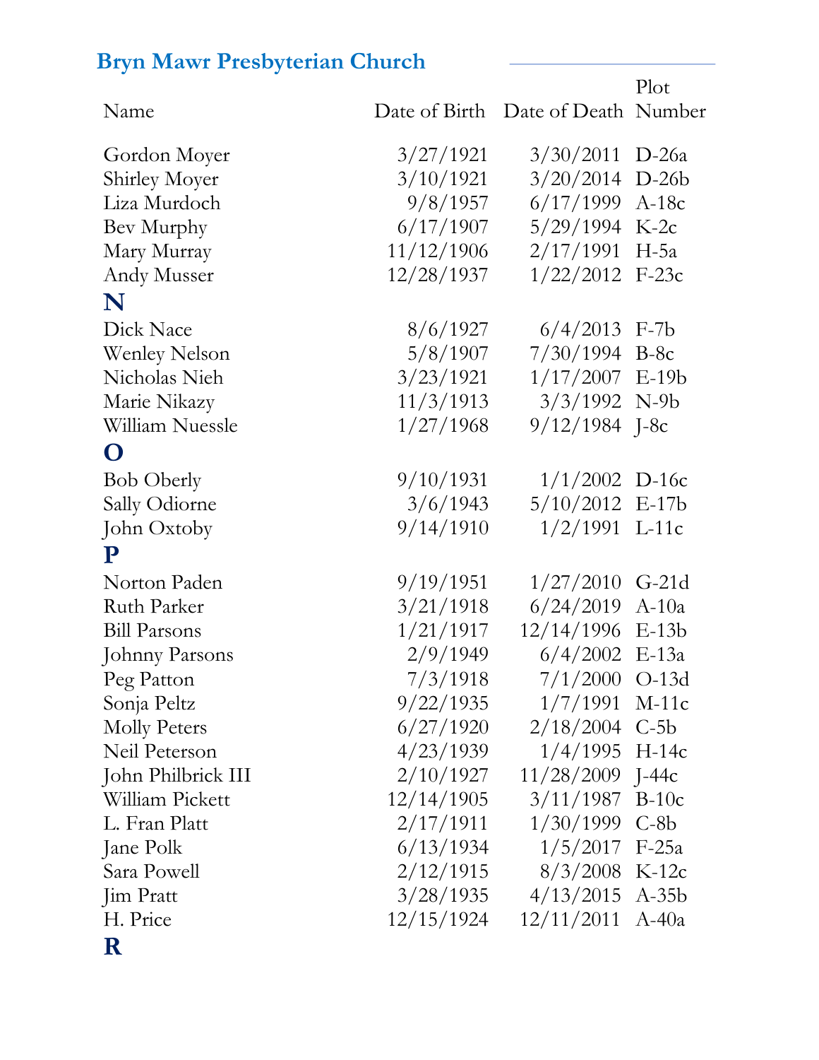## Bryn Mawr Presbyterian Church

| Name | Date of Birth | Date of Death | Plot Number |
|---|---|---|---|
| Gordon Moyer | 3/27/1921 | 3/30/2011 | D-26a |
| Shirley Moyer | 3/10/1921 | 3/20/2014 | D-26b |
| Liza Murdoch | 9/8/1957 | 6/17/1999 | A-18c |
| Bev Murphy | 6/17/1907 | 5/29/1994 | K-2c |
| Mary Murray | 11/12/1906 | 2/17/1991 | H-5a |
| Andy Musser | 12/28/1937 | 1/22/2012 | F-23c |
| **N** | | | |
| Dick Nace | 8/6/1927 | 6/4/2013 | F-7b |
| Wenley Nelson | 5/8/1907 | 7/30/1994 | B-8c |
| Nicholas Nieh | 3/23/1921 | 1/17/2007 | E-19b |
| Marie Nikazy | 11/3/1913 | 3/3/1992 | N-9b |
| William Nuessle | 1/27/1968 | 9/12/1984 | J-8c |
| **O** | | | |
| Bob Oberly | 9/10/1931 | 1/1/2002 | D-16c |
| Sally Odiorne | 3/6/1943 | 5/10/2012 | E-17b |
| John Oxtoby | 9/14/1910 | 1/2/1991 | L-11c |
| **P** | | | |
| Norton Paden | 9/19/1951 | 1/27/2010 | G-21d |
| Ruth Parker | 3/21/1918 | 6/24/2019 | A-10a |
| Bill Parsons | 1/21/1917 | 12/14/1996 | E-13b |
| Johnny Parsons | 2/9/1949 | 6/4/2002 | E-13a |
| Peg Patton | 7/3/1918 | 7/1/2000 | O-13d |
| Sonja Peltz | 9/22/1935 | 1/7/1991 | M-11c |
| Molly Peters | 6/27/1920 | 2/18/2004 | C-5b |
| Neil Peterson | 4/23/1939 | 1/4/1995 | H-14c |
| John Philbrick III | 2/10/1927 | 11/28/2009 | J-44c |
| William Pickett | 12/14/1905 | 3/11/1987 | B-10c |
| L. Fran Platt | 2/17/1911 | 1/30/1999 | C-8b |
| Jane Polk | 6/13/1934 | 1/5/2017 | F-25a |
| Sara Powell | 2/12/1915 | 8/3/2008 | K-12c |
| Jim Pratt | 3/28/1935 | 4/13/2015 | A-35b |
| H. Price | 12/15/1924 | 12/11/2011 | A-40a |
| **R** | | | |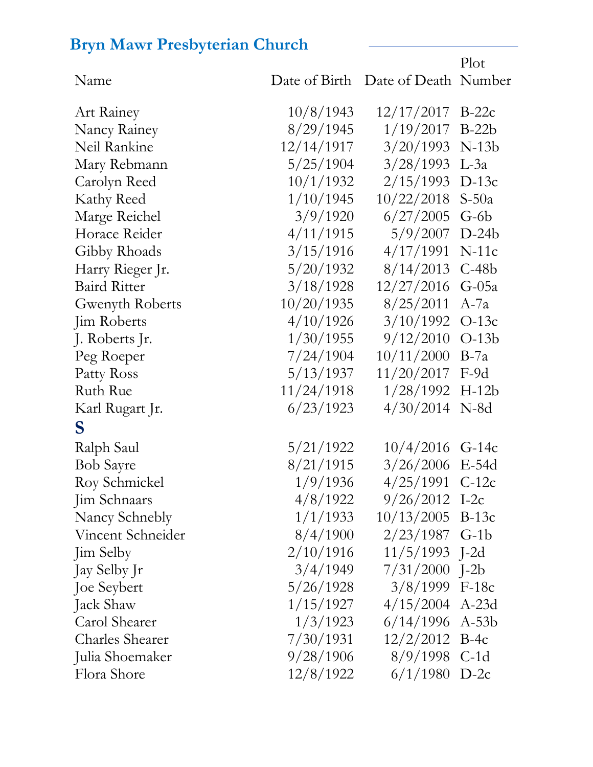## Bryn Mawr Presbyterian Church

| Name | Date of Birth | Date of Death | Plot Number |
|---|---|---|---|
| Art Rainey | 10/8/1943 | 12/17/2017 | B-22c |
| Nancy Rainey | 8/29/1945 | 1/19/2017 | B-22b |
| Neil Rankine | 12/14/1917 | 3/20/1993 | N-13b |
| Mary Rebmann | 5/25/1904 | 3/28/1993 | L-3a |
| Carolyn Reed | 10/1/1932 | 2/15/1993 | D-13c |
| Kathy Reed | 1/10/1945 | 10/22/2018 | S-50a |
| Marge Reichel | 3/9/1920 | 6/27/2005 | G-6b |
| Horace Reider | 4/11/1915 | 5/9/2007 | D-24b |
| Gibby Rhoads | 3/15/1916 | 4/17/1991 | N-11c |
| Harry Rieger Jr. | 5/20/1932 | 8/14/2013 | C-48b |
| Baird Ritter | 3/18/1928 | 12/27/2016 | G-05a |
| Gwenyth Roberts | 10/20/1935 | 8/25/2011 | A-7a |
| Jim Roberts | 4/10/1926 | 3/10/1992 | O-13c |
| J. Roberts Jr. | 1/30/1955 | 9/12/2010 | O-13b |
| Peg Roeper | 7/24/1904 | 10/11/2000 | B-7a |
| Patty Ross | 5/13/1937 | 11/20/2017 | F-9d |
| Ruth Rue | 11/24/1918 | 1/28/1992 | H-12b |
| Karl Rugart Jr. | 6/23/1923 | 4/30/2014 | N-8d |
| **S** | | | |
| Ralph Saul | 5/21/1922 | 10/4/2016 | G-14c |
| Bob Sayre | 8/21/1915 | 3/26/2006 | E-54d |
| Roy Schmickel | 1/9/1936 | 4/25/1991 | C-12c |
| Jim Schnaars | 4/8/1922 | 9/26/2012 | I-2c |
| Nancy Schnebly | 1/1/1933 | 10/13/2005 | B-13c |
| Vincent Schneider | 8/4/1900 | 2/23/1987 | G-1b |
| Jim Selby | 2/10/1916 | 11/5/1993 | J-2d |
| Jay Selby Jr | 3/4/1949 | 7/31/2000 | J-2b |
| Joe Seybert | 5/26/1928 | 3/8/1999 | F-18c |
| Jack Shaw | 1/15/1927 | 4/15/2004 | A-23d |
| Carol Shearer | 1/3/1923 | 6/14/1996 | A-53b |
| Charles Shearer | 7/30/1931 | 12/2/2012 | B-4c |
| Julia Shoemaker | 9/28/1906 | 8/9/1998 | C-1d |
| Flora Shore | 12/8/1922 | 6/1/1980 | D-2c |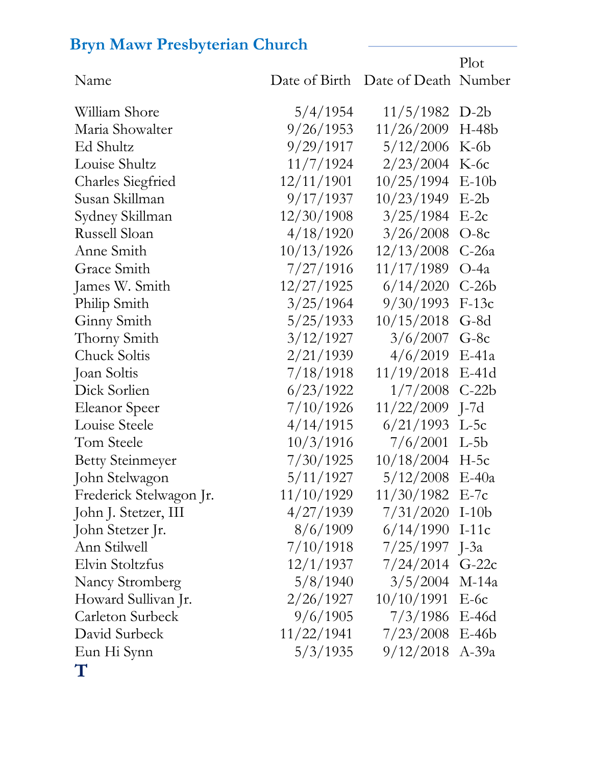## Bryn Mawr Presbyterian Church

| Name | Date of Birth | Date of Death | Plot Number |
|---|---|---|---|
| William Shore | 5/4/1954 | 11/5/1982 | D-2b |
| Maria Showalter | 9/26/1953 | 11/26/2009 | H-48b |
| Ed Shultz | 9/29/1917 | 5/12/2006 | K-6b |
| Louise Shultz | 11/7/1924 | 2/23/2004 | K-6c |
| Charles Siegfried | 12/11/1901 | 10/25/1994 | E-10b |
| Susan Skillman | 9/17/1937 | 10/23/1949 | E-2b |
| Sydney Skillman | 12/30/1908 | 3/25/1984 | E-2c |
| Russell Sloan | 4/18/1920 | 3/26/2008 | O-8c |
| Anne Smith | 10/13/1926 | 12/13/2008 | C-26a |
| Grace Smith | 7/27/1916 | 11/17/1989 | O-4a |
| James W. Smith | 12/27/1925 | 6/14/2020 | C-26b |
| Philip Smith | 3/25/1964 | 9/30/1993 | F-13c |
| Ginny Smith | 5/25/1933 | 10/15/2018 | G-8d |
| Thorny Smith | 3/12/1927 | 3/6/2007 | G-8c |
| Chuck Soltis | 2/21/1939 | 4/6/2019 | E-41a |
| Joan Soltis | 7/18/1918 | 11/19/2018 | E-41d |
| Dick Sorlien | 6/23/1922 | 1/7/2008 | C-22b |
| Eleanor Speer | 7/10/1926 | 11/22/2009 | J-7d |
| Louise Steele | 4/14/1915 | 6/21/1993 | L-5c |
| Tom Steele | 10/3/1916 | 7/6/2001 | L-5b |
| Betty Steinmeyer | 7/30/1925 | 10/18/2004 | H-5c |
| John Stelwagon | 5/11/1927 | 5/12/2008 | E-40a |
| Frederick Stelwagon Jr. | 11/10/1929 | 11/30/1982 | E-7c |
| John J. Stetzer, III | 4/27/1939 | 7/31/2020 | I-10b |
| John Stetzer Jr. | 8/6/1909 | 6/14/1990 | I-11c |
| Ann Stilwell | 7/10/1918 | 7/25/1997 | J-3a |
| Elvin Stoltzfus | 12/1/1937 | 7/24/2014 | G-22c |
| Nancy Stromberg | 5/8/1940 | 3/5/2004 | M-14a |
| Howard Sullivan Jr. | 2/26/1927 | 10/10/1991 | E-6c |
| Carleton Surbeck | 9/6/1905 | 7/3/1986 | E-46d |
| David Surbeck | 11/22/1941 | 7/23/2008 | E-46b |
| Eun Hi Synn | 5/3/1935 | 9/12/2018 | A-39a |

## T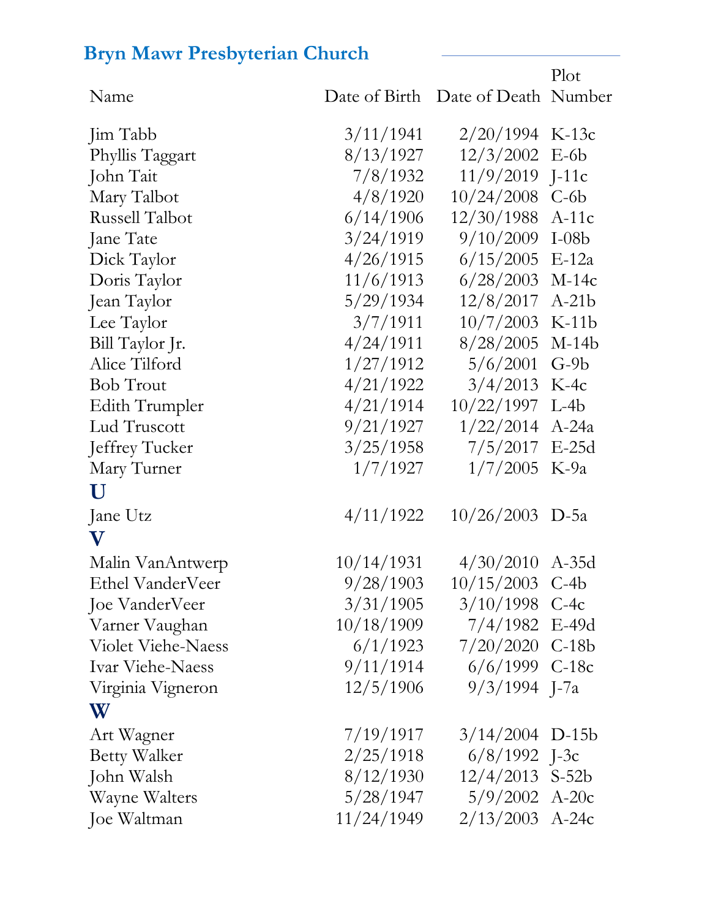## Bryn Mawr Presbyterian Church

| Name | Date of Birth | Date of Death | Plot Number |
|---|---|---|---|
| Jim Tabb | 3/11/1941 | 2/20/1994 | K-13c |
| Phyllis Taggart | 8/13/1927 | 12/3/2002 | E-6b |
| John Tait | 7/8/1932 | 11/9/2019 | J-11c |
| Mary Talbot | 4/8/1920 | 10/24/2008 | C-6b |
| Russell Talbot | 6/14/1906 | 12/30/1988 | A-11c |
| Jane Tate | 3/24/1919 | 9/10/2009 | I-08b |
| Dick Taylor | 4/26/1915 | 6/15/2005 | E-12a |
| Doris Taylor | 11/6/1913 | 6/28/2003 | M-14c |
| Jean Taylor | 5/29/1934 | 12/8/2017 | A-21b |
| Lee Taylor | 3/7/1911 | 10/7/2003 | K-11b |
| Bill Taylor Jr. | 4/24/1911 | 8/28/2005 | M-14b |
| Alice Tilford | 1/27/1912 | 5/6/2001 | G-9b |
| Bob Trout | 4/21/1922 | 3/4/2013 | K-4c |
| Edith Trumpler | 4/21/1914 | 10/22/1997 | L-4b |
| Lud Truscott | 9/21/1927 | 1/22/2014 | A-24a |
| Jeffrey Tucker | 3/25/1958 | 7/5/2017 | E-25d |
| Mary Turner | 1/7/1927 | 1/7/2005 | K-9a |
| **U** | | | |
| Jane Utz | 4/11/1922 | 10/26/2003 | D-5a |
| **V** | | | |
| Malin VanAntwerp | 10/14/1931 | 4/30/2010 | A-35d |
| Ethel VanderVeer | 9/28/1903 | 10/15/2003 | C-4b |
| Joe VanderVeer | 3/31/1905 | 3/10/1998 | C-4c |
| Varner Vaughan | 10/18/1909 | 7/4/1982 | E-49d |
| Violet Viehe-Naess | 6/1/1923 | 7/20/2020 | C-18b |
| Ivar Viehe-Naess | 9/11/1914 | 6/6/1999 | C-18c |
| Virginia Vigneron | 12/5/1906 | 9/3/1994 | J-7a |
| **W** | | | |
| Art Wagner | 7/19/1917 | 3/14/2004 | D-15b |
| Betty Walker | 2/25/1918 | 6/8/1992 | J-3c |
| John Walsh | 8/12/1930 | 12/4/2013 | S-52b |
| Wayne Walters | 5/28/1947 | 5/9/2002 | A-20c |
| Joe Waltman | 11/24/1949 | 2/13/2003 | A-24c |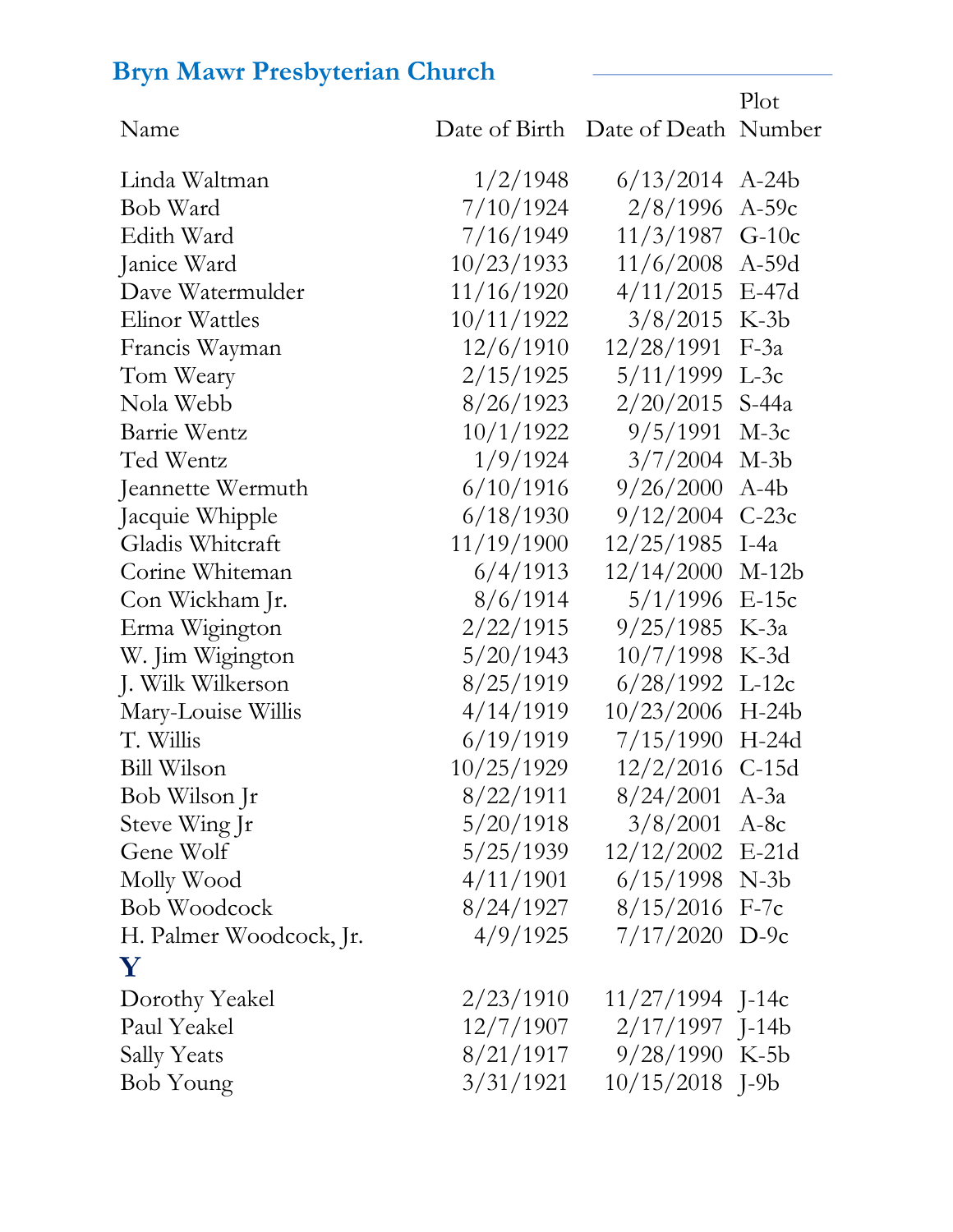## Bryn Mawr Presbyterian Church

| Name | Date of Birth | Date of Death | Plot Number |
|---|---|---|---|
| Linda Waltman | 1/2/1948 | 6/13/2014 | A-24b |
| Bob Ward | 7/10/1924 | 2/8/1996 | A-59c |
| Edith Ward | 7/16/1949 | 11/3/1987 | G-10c |
| Janice Ward | 10/23/1933 | 11/6/2008 | A-59d |
| Dave Watermulder | 11/16/1920 | 4/11/2015 | E-47d |
| Elinor Wattles | 10/11/1922 | 3/8/2015 | K-3b |
| Francis Wayman | 12/6/1910 | 12/28/1991 | F-3a |
| Tom Weary | 2/15/1925 | 5/11/1999 | L-3c |
| Nola Webb | 8/26/1923 | 2/20/2015 | S-44a |
| Barrie Wentz | 10/1/1922 | 9/5/1991 | M-3c |
| Ted Wentz | 1/9/1924 | 3/7/2004 | M-3b |
| Jeannette Wermuth | 6/10/1916 | 9/26/2000 | A-4b |
| Jacquie Whipple | 6/18/1930 | 9/12/2004 | C-23c |
| Gladis Whitcraft | 11/19/1900 | 12/25/1985 | I-4a |
| Corine Whiteman | 6/4/1913 | 12/14/2000 | M-12b |
| Con Wickham Jr. | 8/6/1914 | 5/1/1996 | E-15c |
| Erma Wigington | 2/22/1915 | 9/25/1985 | K-3a |
| W. Jim Wigington | 5/20/1943 | 10/7/1998 | K-3d |
| J. Wilk Wilkerson | 8/25/1919 | 6/28/1992 | L-12c |
| Mary-Louise Willis | 4/14/1919 | 10/23/2006 | H-24b |
| T. Willis | 6/19/1919 | 7/15/1990 | H-24d |
| Bill Wilson | 10/25/1929 | 12/2/2016 | C-15d |
| Bob Wilson Jr | 8/22/1911 | 8/24/2001 | A-3a |
| Steve Wing Jr | 5/20/1918 | 3/8/2001 | A-8c |
| Gene Wolf | 5/25/1939 | 12/12/2002 | E-21d |
| Molly Wood | 4/11/1901 | 6/15/1998 | N-3b |
| Bob Woodcock | 8/24/1927 | 8/15/2016 | F-7c |
| H. Palmer Woodcock, Jr. | 4/9/1925 | 7/17/2020 | D-9c |
| **Y** | | | |
| Dorothy Yeakel | 2/23/1910 | 11/27/1994 | J-14c |
| Paul Yeakel | 12/7/1907 | 2/17/1997 | J-14b |
| Sally Yeats | 8/21/1917 | 9/28/1990 | K-5b |
| Bob Young | 3/31/1921 | 10/15/2018 | J-9b |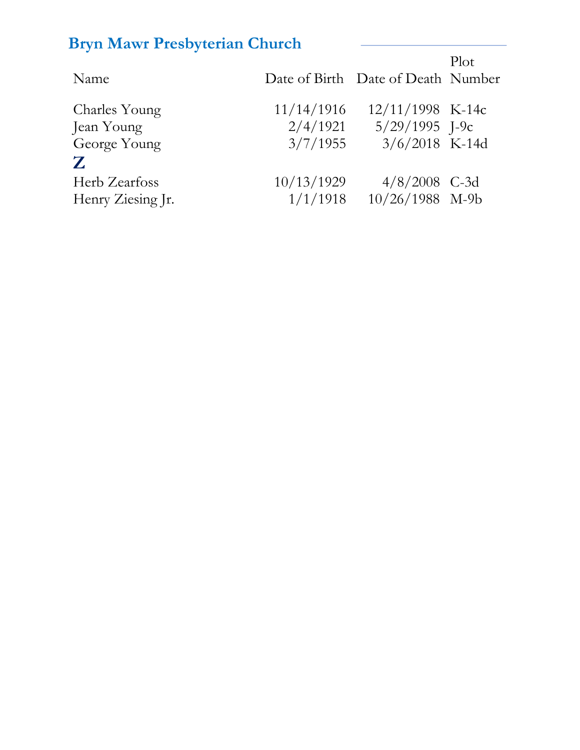## Bryn Mawr Presbyterian Church

| Name | Date of Birth | Date of Death | Plot Number |
|---|---|---|---|
| Charles Young | 11/14/1916 | 12/11/1998 | K-14c |
| Jean Young | 2/4/1921 | 5/29/1995 | J-9c |
| George Young | 3/7/1955 | 3/6/2018 | K-14d |
| **Z** | | | |
| Herb Zearfoss | 10/13/1929 | 4/8/2008 | C-3d |
| Henry Ziesing Jr. | 1/1/1918 | 10/26/1988 | M-9b |